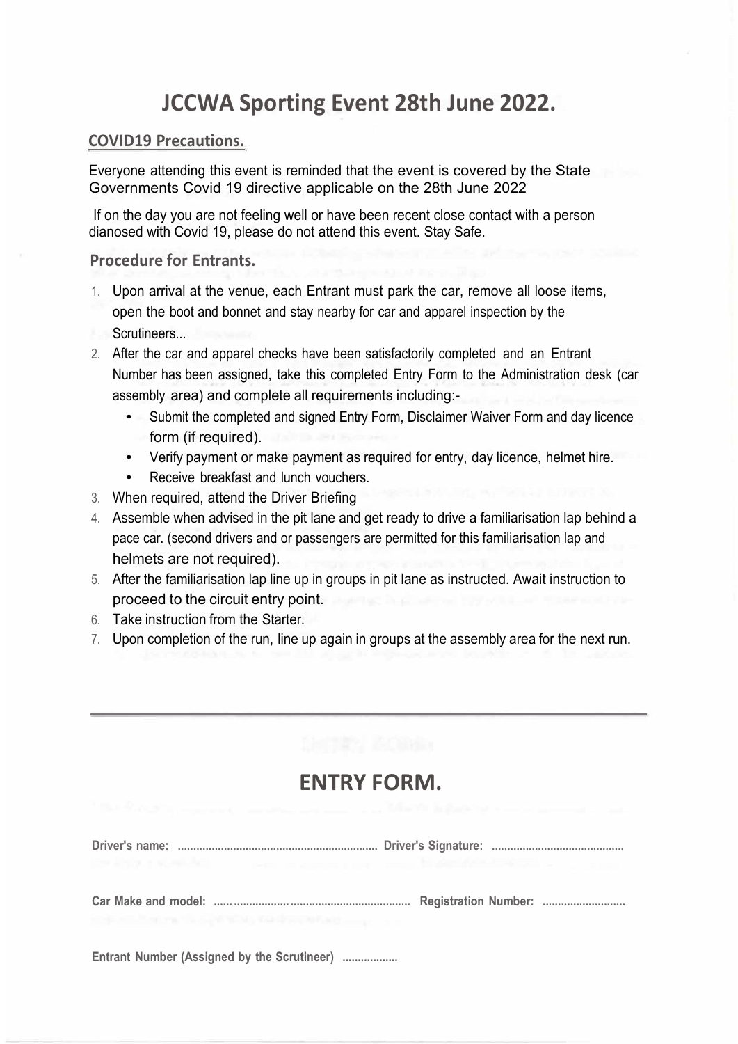# JCCWA Sporting Event 28th June 2022.

## COVID19 Precautions.

Everyone attending this event is reminded that the event is covered by the State Governments Covid 19 directive applicable on the 28th June 2022

If on the day you are not feeling well or have been recent close contact with a person dianosed with Covid 19, please do not attend this event. Stay Safe.

## Procedure for Entrants.

1. Upon arrival at the venue, each Entrant must park the car, remove all loose items, open the boot and bonnet and stay nearby for car and apparel inspection by the Scrutineers...
2. After the car and apparel checks have been satisfactorily completed and an Entrant Number has been assigned, take this completed Entry Form to the Administration desk (car assembly area) and complete all requirements including:-
   - Submit the completed and signed Entry Form, Disclaimer Waiver Form and day licence form (if required).
   - Verify payment or make payment as required for entry, day licence, helmet hire.
   - Receive breakfast and lunch vouchers.
3. When required, attend the Driver Briefing
4. Assemble when advised in the pit lane and get ready to drive a familiarisation lap behind a pace car. (second drivers and or passengers are permitted for this familiarisation lap and helmets are not required).
5. After the familiarisation lap line up in groups in pit lane as instructed. Await instruction to proceed to the circuit entry point.
6. Take instruction from the Starter.
7. Upon completion of the run, line up again in groups at the assembly area for the next run.

---

# ENTRY FORM.

**Driver's name:** ................................................................ **Driver's Signature:** ..........................................

**Car Make and model:** ...................................................................... **Registration Number:** ..........................

**Entrant Number (Assigned by the Scrutineer)** ..................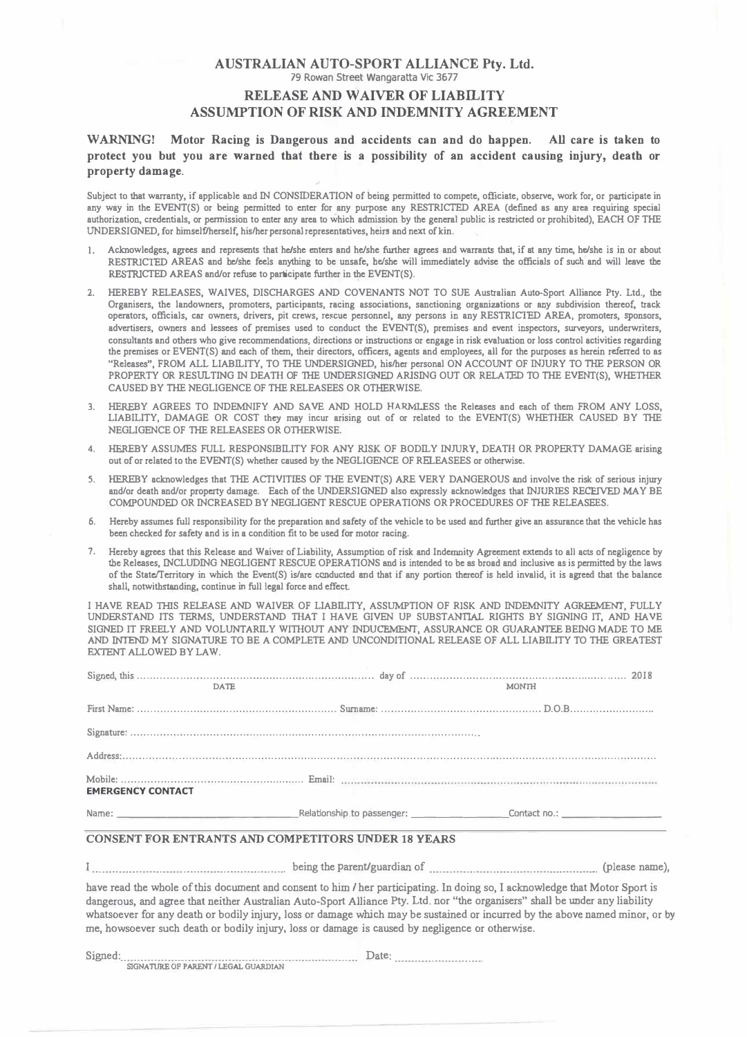# AUSTRALIAN AUTO-SPORT ALLIANCE Pty. Ltd.

79 Rowan Street Wangaratta Vic 3677

## RELEASE AND WAIVER OF LIABILITY ASSUMPTION OF RISK AND INDEMNITY AGREEMENT

**WARNING! Motor Racing is Dangerous and accidents can and do happen. All care is taken to protect you but you are warned that there is a possibility of an accident causing injury, death or property damage.**

Subject to that warranty, if applicable and IN CONSIDERATION of being permitted to compete, officiate, observe, work for, or participate in any way in the EVENT(S) or being permitted to enter for any purpose any RESTRICTED AREA (defined as any area requiring special authorization, credentials, or permission to enter any area to which admission by the general public is restricted or prohibited), EACH OF THE UNDERSIGNED, for himself/herself, his/her personal representatives, heirs and next of kin.

1. Acknowledges, agrees and represents that he/she enters and he/she further agrees and warrants that, if at any time, he/she is in or about RESTRICTED AREAS and he/she feels anything to be unsafe, he/she will immediately advise the officials of such and will leave the RESTRICTED AREAS and/or refuse to participate further in the EVENT(S).
2. HEREBY RELEASES, WAIVES, DISCHARGES AND COVENANTS NOT TO SUE Australian Auto-Sport Alliance Pty. Ltd., the Organisers, the landowners, promoters, participants, racing associations, sanctioning organizations or any subdivision thereof, track operators, officials, car owners, drivers, pit crews, rescue personnel, any persons in any RESTRICTED AREA, promoters, sponsors, advertisers, owners and lessees of premises used to conduct the EVENT(S), premises and event inspectors, surveyors, underwriters, consultants and others who give recommendations, directions or instructions or engage in risk evaluation or loss control activities regarding the premises or EVENT(S) and each of them, their directors, officers, agents and employees, all for the purposes as herein referred to as "Releases", FROM ALL LIABILITY, TO THE UNDERSIGNED, his/her personal ON ACCOUNT OF INJURY TO THE PERSON OR PROPERTY OR RESULTING IN DEATH OF THE UNDERSIGNED ARISING OUT OR RELATED TO THE EVENT(S), WHETHER CAUSED BY THE NEGLIGENCE OF THE RELEASEES OR OTHERWISE.
3. HEREBY AGREES TO INDEMNIFY AND SAVE AND HOLD HARMLESS the Releases and each of them FROM ANY LOSS, LIABILITY, DAMAGE OR COST they may incur arising out of or related to the EVENT(S) WHETHER CAUSED BY THE NEGLIGENCE OF THE RELEASEES OR OTHERWISE.
4. HEREBY ASSUMES FULL RESPONSIBILITY FOR ANY RISK OF BODILY INJURY, DEATH OR PROPERTY DAMAGE arising out of or related to the EVENT(S) whether caused by the NEGLIGENCE OF RELEASEES or otherwise.
5. HEREBY acknowledges that THE ACTIVITIES OF THE EVENT(S) ARE VERY DANGEROUS and involve the risk of serious injury and/or death and/or property damage. Each of the UNDERSIGNED also expressly acknowledges that INJURIES RECEIVED MAY BE COMPOUNDED OR INCREASED BY NEGLIGENT RESCUE OPERATIONS OR PROCEDURES OF THE RELEASEES.
6. Hereby assumes full responsibility for the preparation and safety of the vehicle to be used and further give an assurance that the vehicle has been checked for safety and is in a condition fit to be used for motor racing.
7. Hereby agrees that this Release and Waiver of Liability, Assumption of risk and Indemnity Agreement extends to all acts of negligence by the Releases, INCLUDING NEGLIGENT RESCUE OPERATIONS and is intended to be as broad and inclusive as is permitted by the laws of the State/Territory in which the Event(S) is/are conducted and that if any portion thereof is held invalid, it is agreed that the balance shall, notwithstanding, continue in full legal force and effect.

I HAVE READ THIS RELEASE AND WAIVER OF LIABILITY, ASSUMPTION OF RISK AND INDEMNITY AGREEMENT, FULLY UNDERSTAND ITS TERMS, UNDERSTAND THAT I HAVE GIVEN UP SUBSTANTIAL RIGHTS BY SIGNING IT, AND HAVE SIGNED IT FREELY AND VOLUNTARILY WITHOUT ANY INDUCEMENT, ASSURANCE OR GUARANTEE BEING MADE TO ME AND INTEND MY SIGNATURE TO BE A COMPLETE AND UNCONDITIONAL RELEASE OF ALL LIABILITY TO THE GREATEST EXTENT ALLOWED BY LAW.

Signed, this .................................... (DATE) day of .................................... (MONTH) 2018

First Name: .................................... Surname: .................................... D.O.B. ....................

Signature: ....................................

Address: ....................................

Mobile: .................................... Email: ....................................

**EMERGENCY CONTACT**

Name: ____________________ Relationship to passenger: ____________________ Contact no.: ____________________

### CONSENT FOR ENTRANTS AND COMPETITORS UNDER 18 YEARS

I .................................... being the parent/guardian of .................................... (please name),

have read the whole of this document and consent to him / her participating. In doing so, I acknowledge that Motor Sport is dangerous, and agree that neither Australian Auto-Sport Alliance Pty. Ltd. nor "the organisers" shall be under any liability whatsoever for any death or bodily injury, loss or damage which may be sustained or incurred by the above named minor, or by me, howsoever such death or bodily injury, loss or damage is caused by negligence or otherwise.

Signed: .................................... (SIGNATURE OF PARENT / LEGAL GUARDIAN) Date: ....................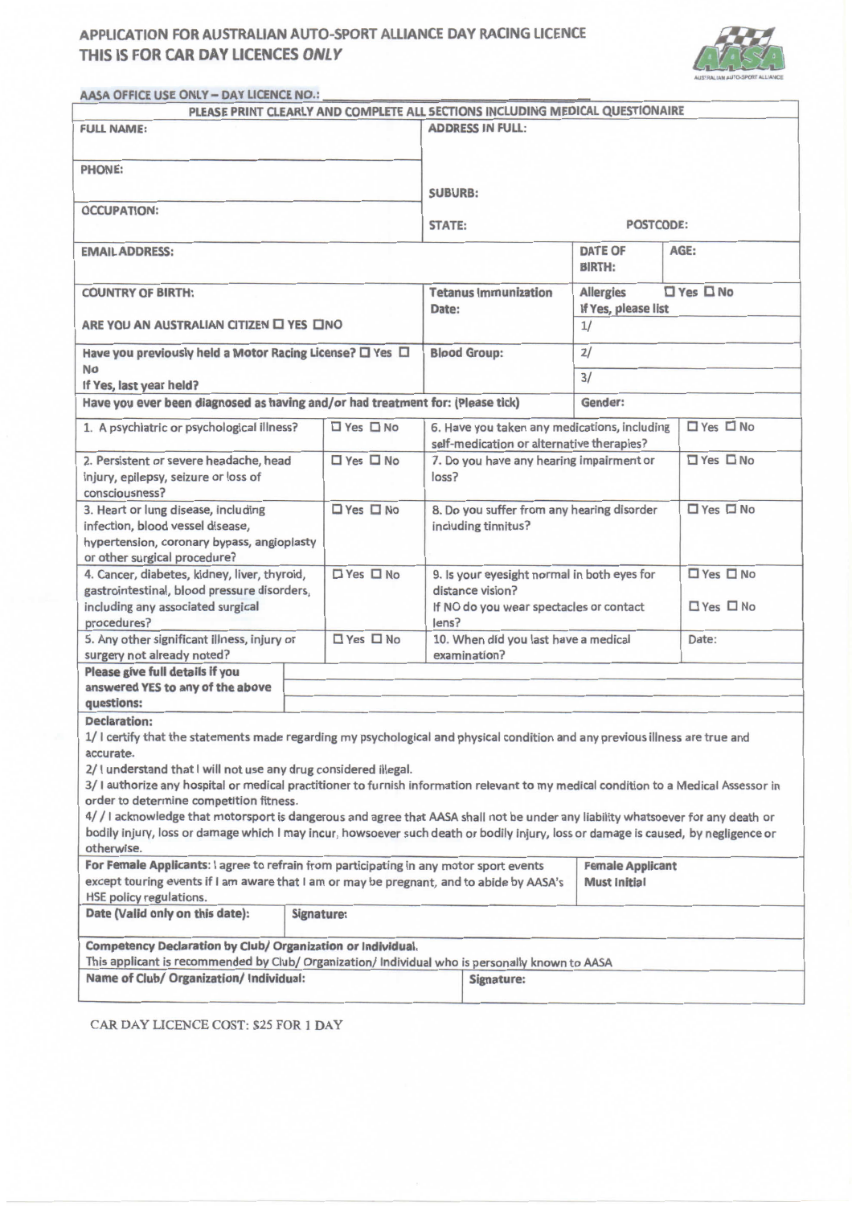# APPLICATION FOR AUSTRALIAN AUTO-SPORT ALLIANCE DAY RACING LICENCE

## THIS IS FOR CAR DAY LICENCES *ONLY*

AASA OFFICE USE ONLY – DAY LICENCE NO.: ____________________

**PLEASE PRINT CLEARLY AND COMPLETE ALL SECTIONS INCLUDING MEDICAL QUESTIONAIRE**

| | | | |
|---|---|---|---|
| **FULL NAME:** | **ADDRESS IN FULL:** | | |
| **PHONE:** | **SUBURB:** | | |
| **OCCUPATION:** | **STATE:** | **POSTCODE:** | |
| **EMAIL ADDRESS:** | | **DATE OF BIRTH:** | **AGE:** |
| **COUNTRY OF BIRTH:**<br>**ARE YOU AN AUSTRALIAN CITIZEN ☐ YES ☐NO** | **Tetanus Immunization Date:** | **Allergies ☐ Yes ☐ No**<br>**If Yes, please list**<br>1/ | |
| **Have you previously held a Motor Racing License? ☐ Yes ☐ No**<br>**If Yes, last year held?** | **Blood Group:** | 2/<br>3/ | |
| **Have you ever been diagnosed as having and/or had treatment for: (Please tick)** | | **Gender:** | |

| | | | |
|---|---|---|---|
| 1. A psychiatric or psychological illness? | ☐ Yes ☐ No | 6. Have you taken any medications, including self-medication or alternative therapies? | ☐ Yes ☐ No |
| 2. Persistent or severe headache, head injury, epilepsy, seizure or loss of consciousness? | ☐ Yes ☐ No | 7. Do you have any hearing impairment or loss? | ☐ Yes ☐ No |
| 3. Heart or lung disease, including infection, blood vessel disease, hypertension, coronary bypass, angioplasty or other surgical procedure? | ☐ Yes ☐ No | 8. Do you suffer from any hearing disorder including tinnitus? | ☐ Yes ☐ No |
| 4. Cancer, diabetes, kidney, liver, thyroid, gastrointestinal, blood pressure disorders, including any associated surgical procedures? | ☐ Yes ☐ No | 9. Is your eyesight normal in both eyes for distance vision?<br>If NO do you wear spectacles or contact lens? | ☐ Yes ☐ No<br>☐ Yes ☐ No |
| 5. Any other significant illness, injury or surgery not already noted? | ☐ Yes ☐ No | 10. When did you last have a medical examination? | Date: |

**Please give full details if you answered YES to any of the above questions:**

**Declaration:**

1/ I certify that the statements made regarding my psychological and physical condition and any previous illness are true and accurate.

2/ I understand that I will not use any drug considered illegal.

3/ I authorize any hospital or medical practitioner to furnish information relevant to my medical condition to a Medical Assessor in order to determine competition fitness.

4/ / I acknowledge that motorsport is dangerous and agree that AASA shall not be under any liability whatsoever for any death or bodily injury, loss or damage which I may incur, howsoever such death or bodily injury, loss or damage is caused, by negligence or otherwise.

| | |
|---|---|
| **For Female Applicants:** I agree to refrain from participating in any motor sport events except touring events if I am aware that I am or may be pregnant, and to abide by AASA's HSE policy regulations. | **Female Applicant Must Initial** |
| **Date (Valid only on this date):** | **Signature:** |

**Competency Declaration by Club/ Organization or Individual.**

This applicant is recommended by Club/ Organization/ Individual who is personally known to AASA

| | |
|---|---|
| **Name of Club/ Organization/ Individual:** | **Signature:** |

CAR DAY LICENCE COST: $25 FOR 1 DAY